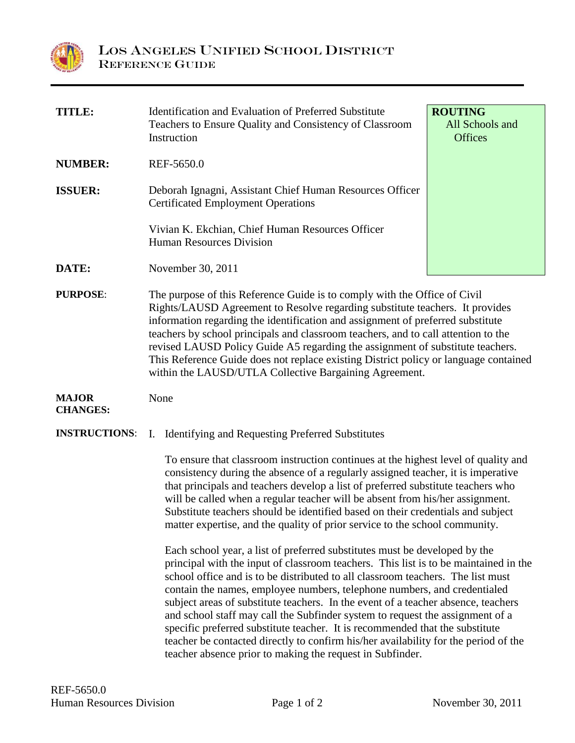# LOS ANGELES UNIFIED SCHOOL DISTRICT
## REFERENCE GUIDE

| | | |
|---|---|---|
| **TITLE:** | Identification and Evaluation of Preferred Substitute Teachers to Ensure Quality and Consistency of Classroom Instruction | **ROUTING** All Schools and Offices |
| **NUMBER:** | REF-5650.0 | |
| **ISSUER:** | Deborah Ignagni, Assistant Chief Human Resources Officer Certificated Employment Operations<br><br>Vivian K. Ekchian, Chief Human Resources Officer Human Resources Division | |
| **DATE:** | November 30, 2011 | |

**PURPOSE**: The purpose of this Reference Guide is to comply with the Office of Civil Rights/LAUSD Agreement to Resolve regarding substitute teachers. It provides information regarding the identification and assignment of preferred substitute teachers by school principals and classroom teachers, and to call attention to the revised LAUSD Policy Guide A5 regarding the assignment of substitute teachers. This Reference Guide does not replace existing District policy or language contained within the LAUSD/UTLA Collective Bargaining Agreement.

**MAJOR CHANGES:** None

**INSTRUCTIONS**: I. Identifying and Requesting Preferred Substitutes

To ensure that classroom instruction continues at the highest level of quality and consistency during the absence of a regularly assigned teacher, it is imperative that principals and teachers develop a list of preferred substitute teachers who will be called when a regular teacher will be absent from his/her assignment. Substitute teachers should be identified based on their credentials and subject matter expertise, and the quality of prior service to the school community.

Each school year, a list of preferred substitutes must be developed by the principal with the input of classroom teachers. This list is to be maintained in the school office and is to be distributed to all classroom teachers. The list must contain the names, employee numbers, telephone numbers, and credentialed subject areas of substitute teachers. In the event of a teacher absence, teachers and school staff may call the Subfinder system to request the assignment of a specific preferred substitute teacher. It is recommended that the substitute teacher be contacted directly to confirm his/her availability for the period of the teacher absence prior to making the request in Subfinder.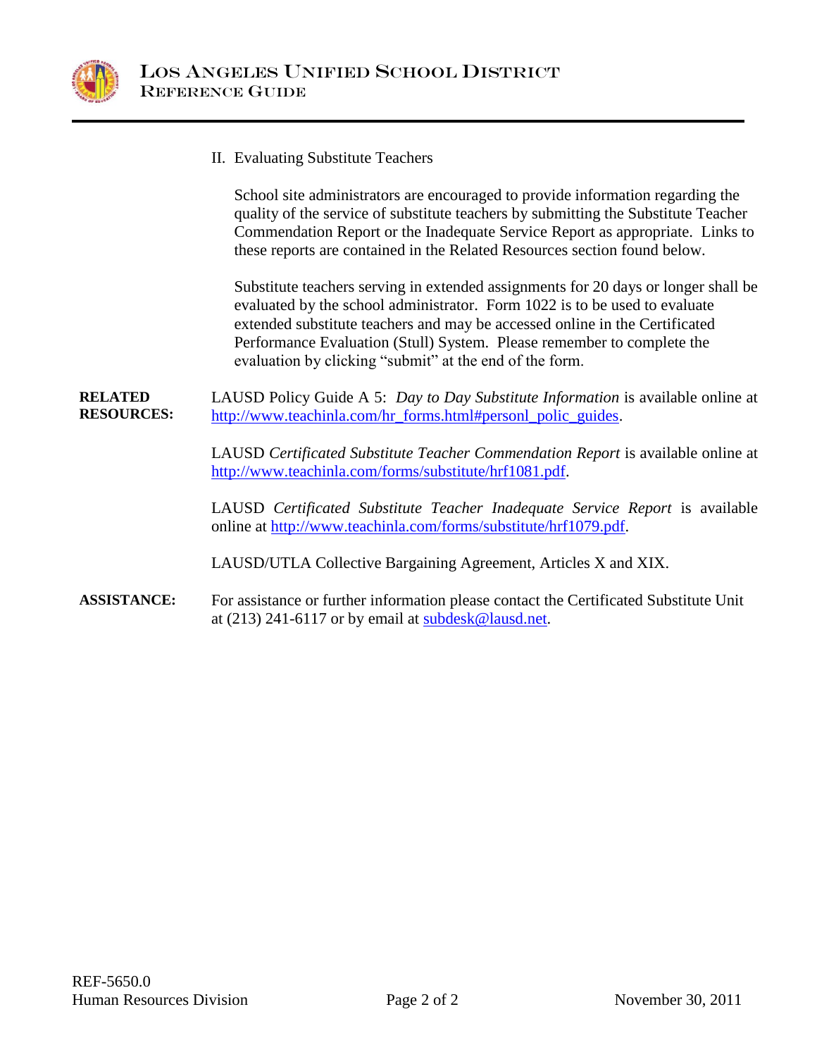II. Evaluating Substitute Teachers

School site administrators are encouraged to provide information regarding the quality of the service of substitute teachers by submitting the Substitute Teacher Commendation Report or the Inadequate Service Report as appropriate. Links to these reports are contained in the Related Resources section found below.

Substitute teachers serving in extended assignments for 20 days or longer shall be evaluated by the school administrator. Form 1022 is to be used to evaluate extended substitute teachers and may be accessed online in the Certificated Performance Evaluation (Stull) System. Please remember to complete the evaluation by clicking "submit" at the end of the form.

**RELATED RESOURCES:**

LAUSD Policy Guide A 5: *Day to Day Substitute Information* is available online at http://www.teachinla.com/hr_forms.html#personl_polic_guides.

LAUSD *Certificated Substitute Teacher Commendation Report* is available online at http://www.teachinla.com/forms/substitute/hrf1081.pdf.

LAUSD *Certificated Substitute Teacher Inadequate Service Report* is available online at http://www.teachinla.com/forms/substitute/hrf1079.pdf.

LAUSD/UTLA Collective Bargaining Agreement, Articles X and XIX.

**ASSISTANCE:**

For assistance or further information please contact the Certificated Substitute Unit at (213) 241-6117 or by email at subdesk@lausd.net.

REF-5650.0
Human Resources Division
November 30, 2011